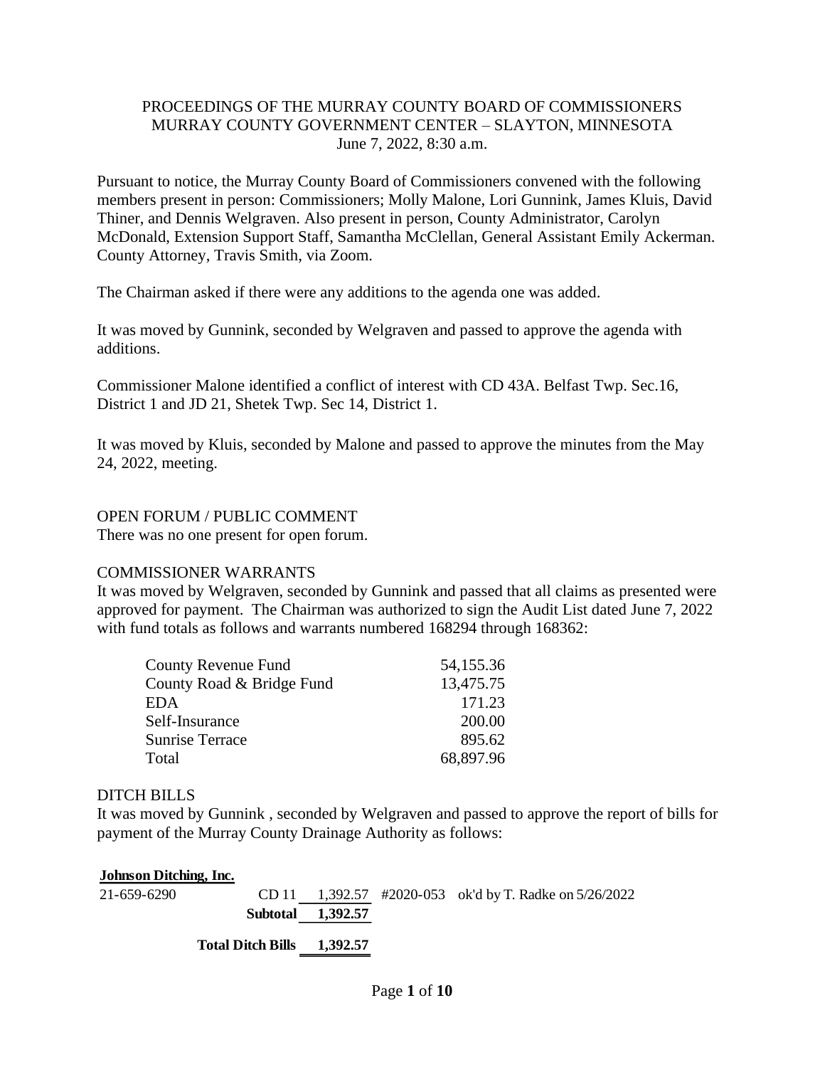PROCEEDINGS OF THE MURRAY COUNTY BOARD OF COMMISSIONERS
MURRAY COUNTY GOVERNMENT CENTER – SLAYTON, MINNESOTA
June 7, 2022, 8:30 a.m.

Pursuant to notice, the Murray County Board of Commissioners convened with the following members present in person: Commissioners; Molly Malone, Lori Gunnink, James Kluis, David Thiner, and Dennis Welgraven. Also present in person, County Administrator, Carolyn McDonald, Extension Support Staff, Samantha McClellan, General Assistant Emily Ackerman. County Attorney, Travis Smith, via Zoom.

The Chairman asked if there were any additions to the agenda one was added.

It was moved by Gunnink, seconded by Welgraven and passed to approve the agenda with additions.

Commissioner Malone identified a conflict of interest with CD 43A. Belfast Twp. Sec.16, District 1 and JD 21, Shetek Twp. Sec 14, District 1.

It was moved by Kluis, seconded by Malone and passed to approve the minutes from the May 24, 2022, meeting.

OPEN FORUM / PUBLIC COMMENT
There was no one present for open forum.

COMMISSIONER WARRANTS
It was moved by Welgraven, seconded by Gunnink and passed that all claims as presented were approved for payment. The Chairman was authorized to sign the Audit List dated June 7, 2022 with fund totals as follows and warrants numbered 168294 through 168362:

| | |
|---|---:|
| County Revenue Fund | 54,155.36 |
| County Road & Bridge Fund | 13,475.75 |
| EDA | 171.23 |
| Self-Insurance | 200.00 |
| Sunrise Terrace | 895.62 |
| Total | 68,897.96 |

DITCH BILLS
It was moved by Gunnink , seconded by Welgraven and passed to approve the report of bills for payment of the Murray County Drainage Authority as follows:

| **Johnson Ditching, Inc.** | | | | |
|---|---|---:|---|---|
| 21-659-6290 | CD 11 | 1,392.57 | #2020-053 | ok'd by T. Radke on 5/26/2022 |
| | **Subtotal** | **1,392.57** | | |
| | **Total Ditch Bills** | **1,392.57** | | |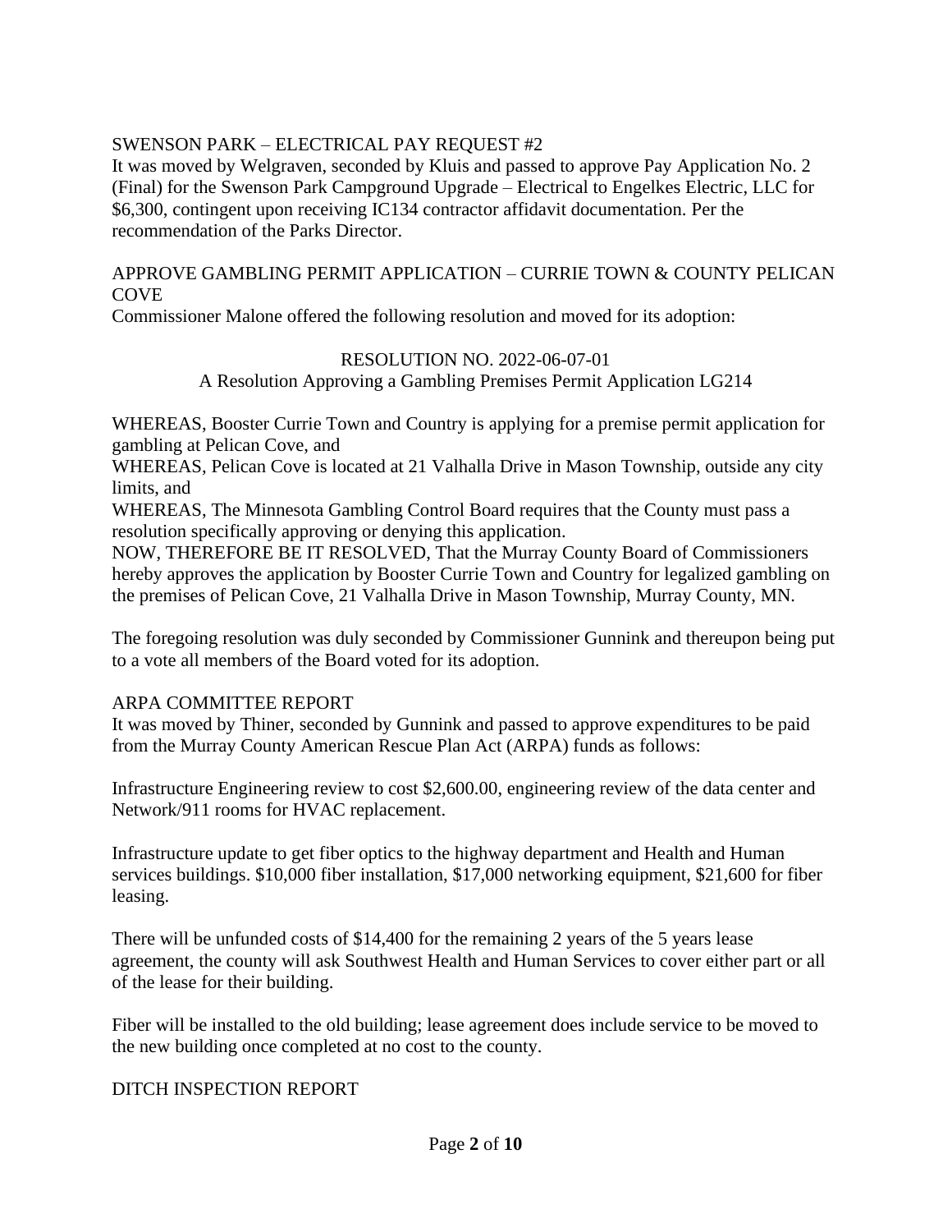## SWENSON PARK – ELECTRICAL PAY REQUEST #2

It was moved by Welgraven, seconded by Kluis and passed to approve Pay Application No. 2 (Final) for the Swenson Park Campground Upgrade – Electrical to Engelkes Electric, LLC for $6,300, contingent upon receiving IC134 contractor affidavit documentation. Per the recommendation of the Parks Director.

## APPROVE GAMBLING PERMIT APPLICATION – CURRIE TOWN & COUNTY PELICAN COVE

Commissioner Malone offered the following resolution and moved for its adoption:

RESOLUTION NO. 2022-06-07-01

A Resolution Approving a Gambling Premises Permit Application LG214

WHEREAS, Booster Currie Town and Country is applying for a premise permit application for gambling at Pelican Cove, and

WHEREAS, Pelican Cove is located at 21 Valhalla Drive in Mason Township, outside any city limits, and

WHEREAS, The Minnesota Gambling Control Board requires that the County must pass a resolution specifically approving or denying this application.

NOW, THEREFORE BE IT RESOLVED, That the Murray County Board of Commissioners hereby approves the application by Booster Currie Town and Country for legalized gambling on the premises of Pelican Cove, 21 Valhalla Drive in Mason Township, Murray County, MN.

The foregoing resolution was duly seconded by Commissioner Gunnink and thereupon being put to a vote all members of the Board voted for its adoption.

## ARPA COMMITTEE REPORT

It was moved by Thiner, seconded by Gunnink and passed to approve expenditures to be paid from the Murray County American Rescue Plan Act (ARPA) funds as follows:

Infrastructure Engineering review to cost $2,600.00, engineering review of the data center and Network/911 rooms for HVAC replacement.

Infrastructure update to get fiber optics to the highway department and Health and Human services buildings. $10,000 fiber installation, $17,000 networking equipment, $21,600 for fiber leasing.

There will be unfunded costs of $14,400 for the remaining 2 years of the 5 years lease agreement, the county will ask Southwest Health and Human Services to cover either part or all of the lease for their building.

Fiber will be installed to the old building; lease agreement does include service to be moved to the new building once completed at no cost to the county.

## DITCH INSPECTION REPORT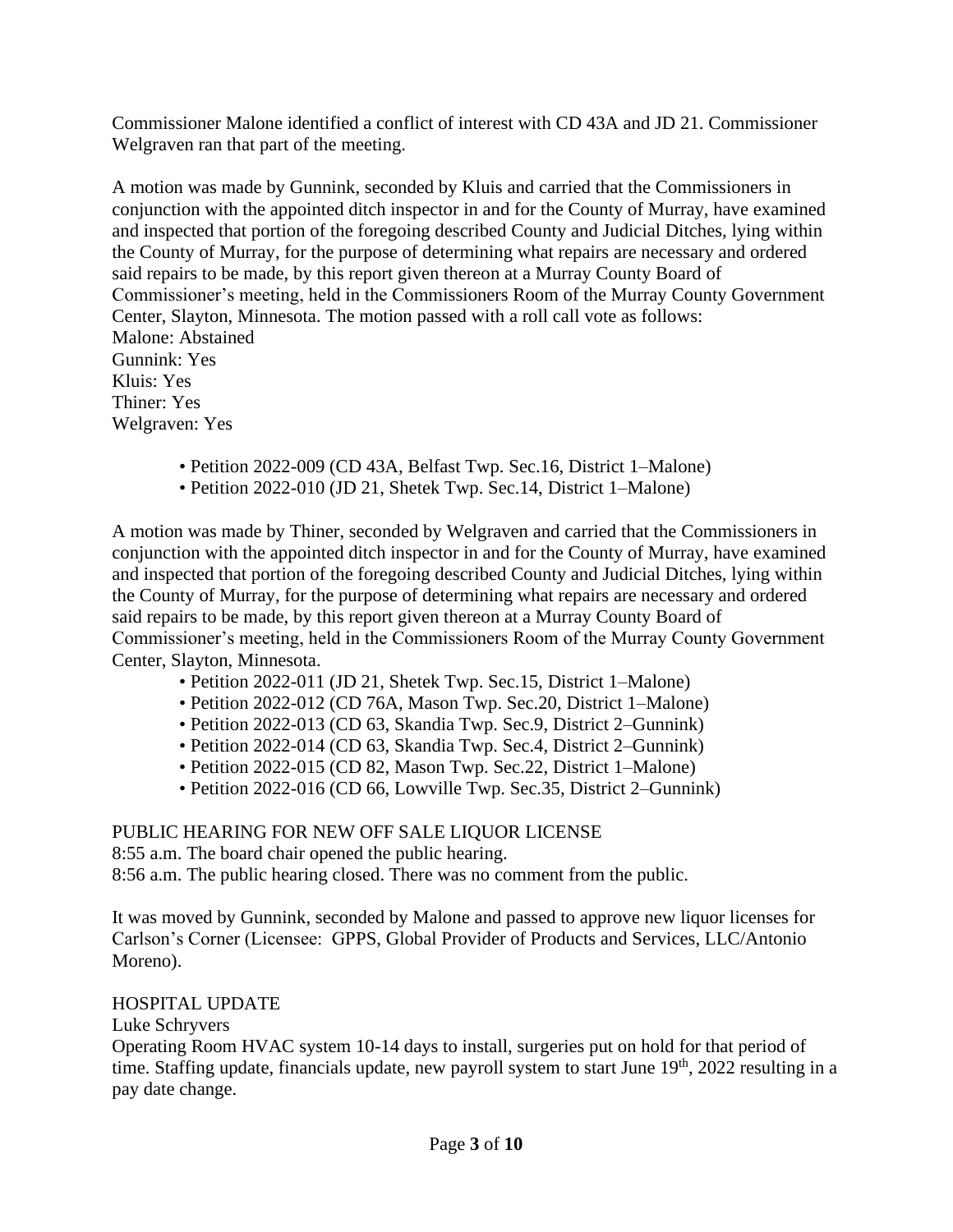Commissioner Malone identified a conflict of interest with CD 43A and JD 21. Commissioner Welgraven ran that part of the meeting.

A motion was made by Gunnink, seconded by Kluis and carried that the Commissioners in conjunction with the appointed ditch inspector in and for the County of Murray, have examined and inspected that portion of the foregoing described County and Judicial Ditches, lying within the County of Murray, for the purpose of determining what repairs are necessary and ordered said repairs to be made, by this report given thereon at a Murray County Board of Commissioner's meeting, held in the Commissioners Room of the Murray County Government Center, Slayton, Minnesota. The motion passed with a roll call vote as follows:
Malone: Abstained
Gunnink: Yes
Kluis: Yes
Thiner: Yes
Welgraven: Yes

- Petition 2022-009 (CD 43A, Belfast Twp. Sec.16, District 1–Malone)
- Petition 2022-010 (JD 21, Shetek Twp. Sec.14, District 1–Malone)

A motion was made by Thiner, seconded by Welgraven and carried that the Commissioners in conjunction with the appointed ditch inspector in and for the County of Murray, have examined and inspected that portion of the foregoing described County and Judicial Ditches, lying within the County of Murray, for the purpose of determining what repairs are necessary and ordered said repairs to be made, by this report given thereon at a Murray County Board of Commissioner's meeting, held in the Commissioners Room of the Murray County Government Center, Slayton, Minnesota.

- Petition 2022-011 (JD 21, Shetek Twp. Sec.15, District 1–Malone)
- Petition 2022-012 (CD 76A, Mason Twp. Sec.20, District 1–Malone)
- Petition 2022-013 (CD 63, Skandia Twp. Sec.9, District 2–Gunnink)
- Petition 2022-014 (CD 63, Skandia Twp. Sec.4, District 2–Gunnink)
- Petition 2022-015 (CD 82, Mason Twp. Sec.22, District 1–Malone)
- Petition 2022-016 (CD 66, Lowville Twp. Sec.35, District 2–Gunnink)

PUBLIC HEARING FOR NEW OFF SALE LIQUOR LICENSE
8:55 a.m. The board chair opened the public hearing.
8:56 a.m. The public hearing closed. There was no comment from the public.

It was moved by Gunnink, seconded by Malone and passed to approve new liquor licenses for Carlson's Corner (Licensee: GPPS, Global Provider of Products and Services, LLC/Antonio Moreno).

HOSPITAL UPDATE
Luke Schryvers
Operating Room HVAC system 10-14 days to install, surgeries put on hold for that period of time. Staffing update, financials update, new payroll system to start June 19th, 2022 resulting in a pay date change.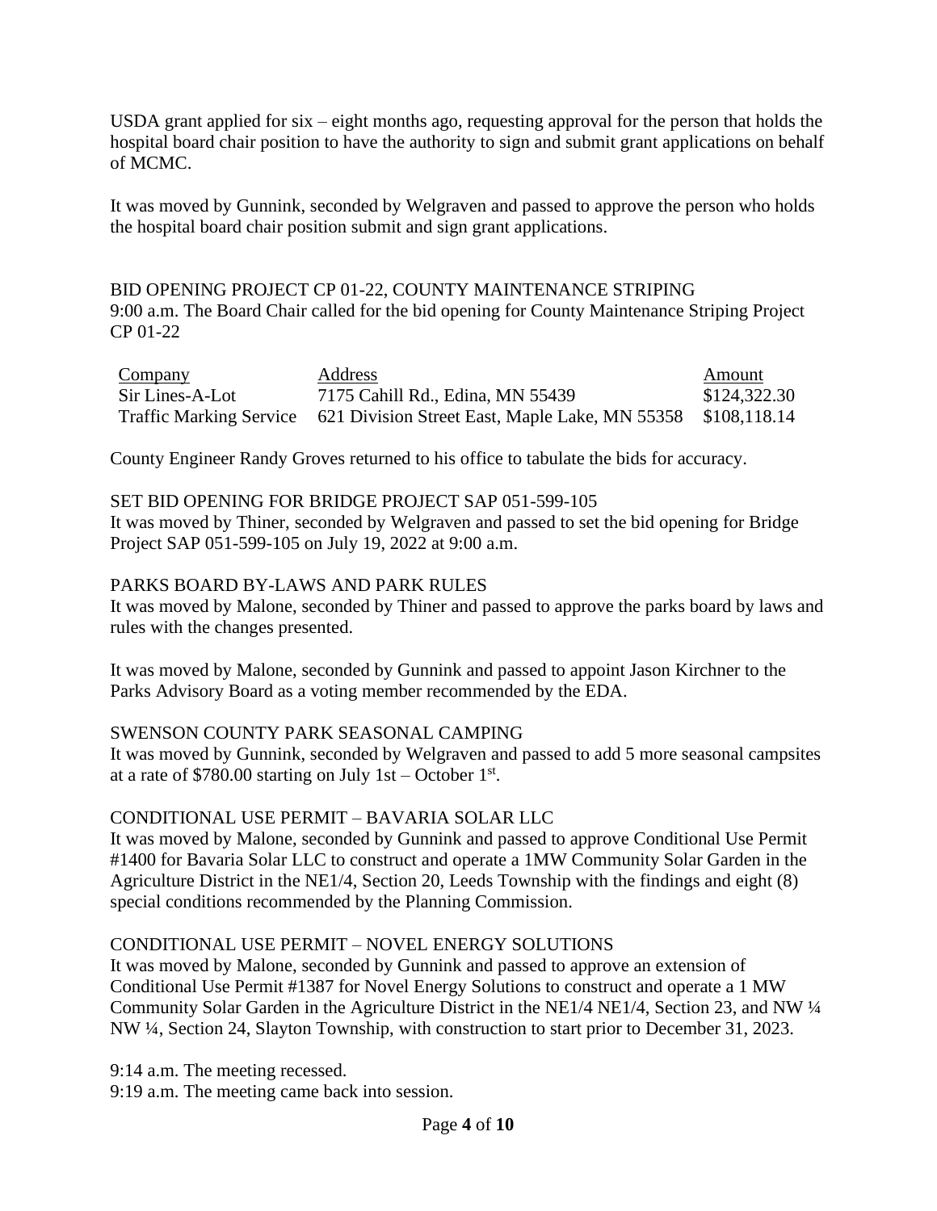USDA grant applied for six – eight months ago, requesting approval for the person that holds the hospital board chair position to have the authority to sign and submit grant applications on behalf of MCMC.

It was moved by Gunnink, seconded by Welgraven and passed to approve the person who holds the hospital board chair position submit and sign grant applications.

BID OPENING PROJECT CP 01-22, COUNTY MAINTENANCE STRIPING
9:00 a.m. The Board Chair called for the bid opening for County Maintenance Striping Project CP 01-22

| Company | Address | Amount |
|---|---|---|
| Sir Lines-A-Lot | 7175 Cahill Rd., Edina, MN 55439 | $124,322.30 |
| Traffic Marking Service | 621 Division Street East, Maple Lake, MN 55358 | $108,118.14 |

County Engineer Randy Groves returned to his office to tabulate the bids for accuracy.

SET BID OPENING FOR BRIDGE PROJECT SAP 051-599-105
It was moved by Thiner, seconded by Welgraven and passed to set the bid opening for Bridge Project SAP 051-599-105 on July 19, 2022 at 9:00 a.m.

PARKS BOARD BY-LAWS AND PARK RULES
It was moved by Malone, seconded by Thiner and passed to approve the parks board by laws and rules with the changes presented.

It was moved by Malone, seconded by Gunnink and passed to appoint Jason Kirchner to the Parks Advisory Board as a voting member recommended by the EDA.

SWENSON COUNTY PARK SEASONAL CAMPING
It was moved by Gunnink, seconded by Welgraven and passed to add 5 more seasonal campsites at a rate of $780.00 starting on July 1st – October 1st.

CONDITIONAL USE PERMIT – BAVARIA SOLAR LLC
It was moved by Malone, seconded by Gunnink and passed to approve Conditional Use Permit #1400 for Bavaria Solar LLC to construct and operate a 1MW Community Solar Garden in the Agriculture District in the NE1/4, Section 20, Leeds Township with the findings and eight (8) special conditions recommended by the Planning Commission.

CONDITIONAL USE PERMIT – NOVEL ENERGY SOLUTIONS
It was moved by Malone, seconded by Gunnink and passed to approve an extension of Conditional Use Permit #1387 for Novel Energy Solutions to construct and operate a 1 MW Community Solar Garden in the Agriculture District in the NE1/4 NE1/4, Section 23, and NW ¼ NW ¼, Section 24, Slayton Township, with construction to start prior to December 31, 2023.

9:14 a.m. The meeting recessed.
9:19 a.m. The meeting came back into session.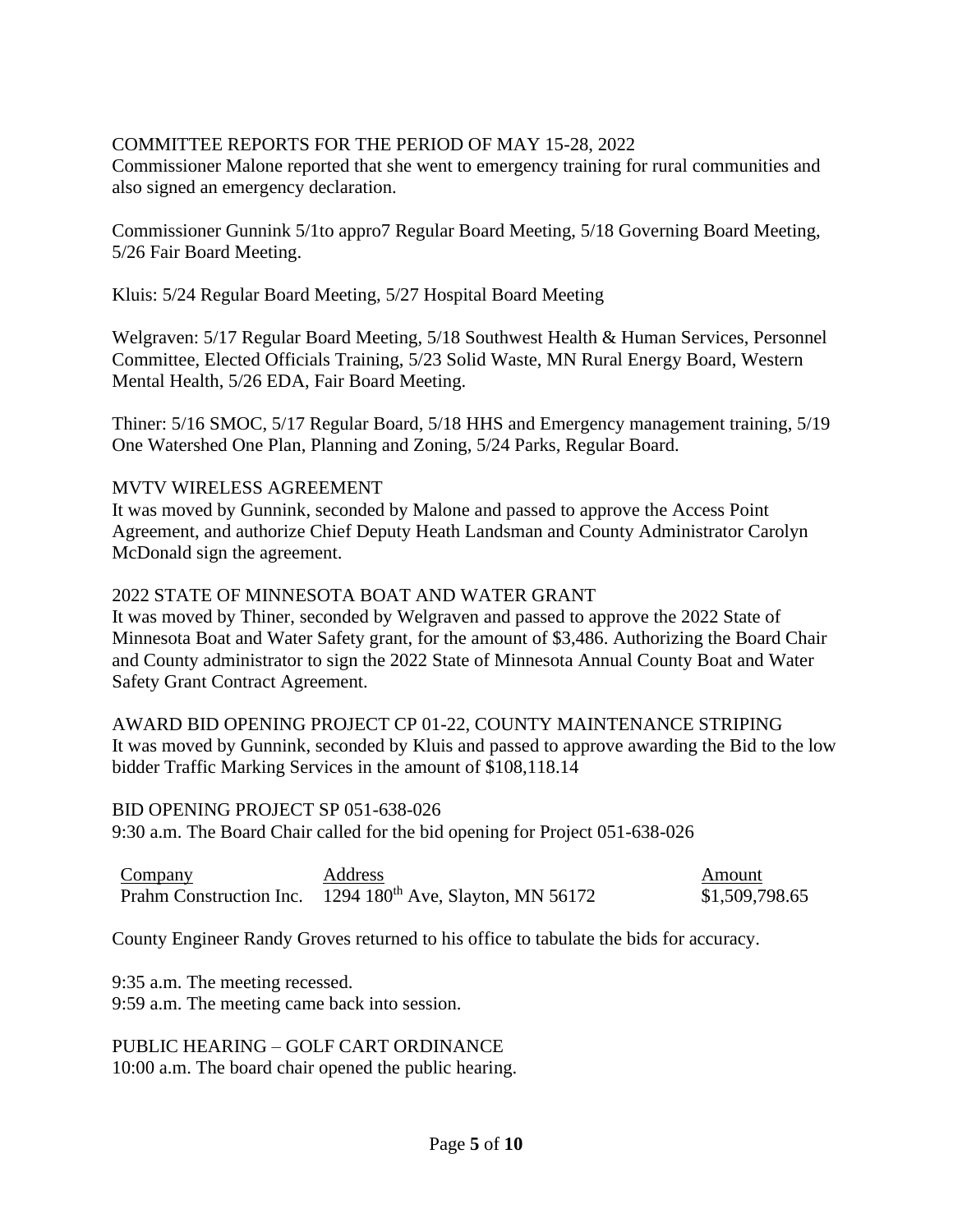COMMITTEE REPORTS FOR THE PERIOD OF MAY 15-28, 2022

Commissioner Malone reported that she went to emergency training for rural communities and also signed an emergency declaration.

Commissioner Gunnink 5/1to appro7 Regular Board Meeting, 5/18 Governing Board Meeting, 5/26 Fair Board Meeting.

Kluis: 5/24 Regular Board Meeting, 5/27 Hospital Board Meeting

Welgraven: 5/17 Regular Board Meeting, 5/18 Southwest Health & Human Services, Personnel Committee, Elected Officials Training, 5/23 Solid Waste, MN Rural Energy Board, Western Mental Health, 5/26 EDA, Fair Board Meeting.

Thiner: 5/16 SMOC, 5/17 Regular Board, 5/18 HHS and Emergency management training, 5/19 One Watershed One Plan, Planning and Zoning, 5/24 Parks, Regular Board.

MVTV WIRELESS AGREEMENT

It was moved by Gunnink, seconded by Malone and passed to approve the Access Point Agreement, and authorize Chief Deputy Heath Landsman and County Administrator Carolyn McDonald sign the agreement.

2022 STATE OF MINNESOTA BOAT AND WATER GRANT

It was moved by Thiner, seconded by Welgraven and passed to approve the 2022 State of Minnesota Boat and Water Safety grant, for the amount of $3,486. Authorizing the Board Chair and County administrator to sign the 2022 State of Minnesota Annual County Boat and Water Safety Grant Contract Agreement.

AWARD BID OPENING PROJECT CP 01-22, COUNTY MAINTENANCE STRIPING

It was moved by Gunnink, seconded by Kluis and passed to approve awarding the Bid to the low bidder Traffic Marking Services in the amount of $108,118.14

BID OPENING PROJECT SP 051-638-026

9:30 a.m. The Board Chair called for the bid opening for Project 051-638-026

| Company | Address | Amount |
|---|---|---|
| Prahm Construction Inc. | 1294 180th Ave, Slayton, MN 56172 | $1,509,798.65 |

County Engineer Randy Groves returned to his office to tabulate the bids for accuracy.

9:35 a.m. The meeting recessed.

9:59 a.m. The meeting came back into session.

PUBLIC HEARING – GOLF CART ORDINANCE

10:00 a.m. The board chair opened the public hearing.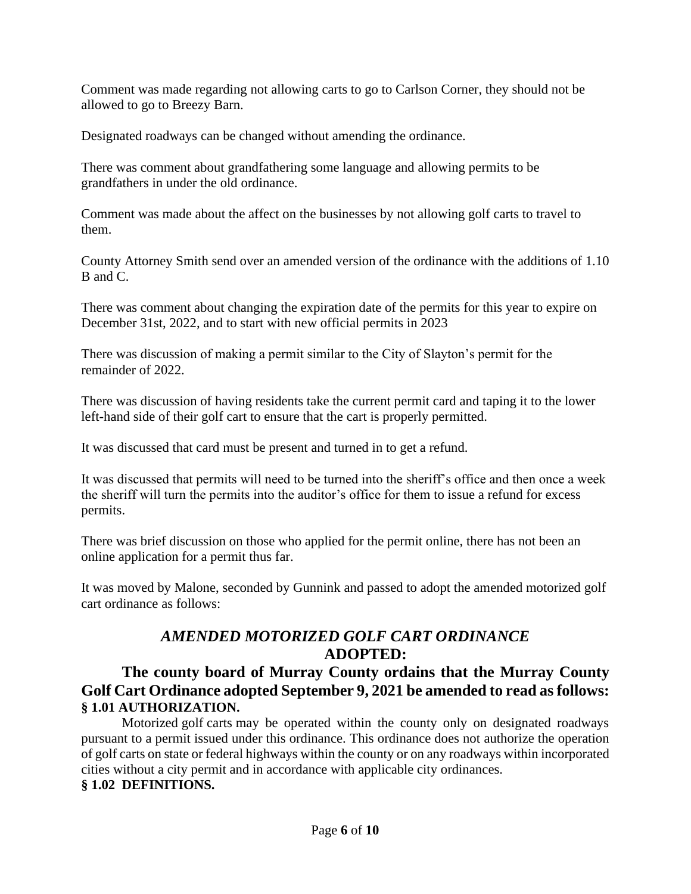Comment was made regarding not allowing carts to go to Carlson Corner, they should not be allowed to go to Breezy Barn.

Designated roadways can be changed without amending the ordinance.

There was comment about grandfathering some language and allowing permits to be grandfathers in under the old ordinance.

Comment was made about the affect on the businesses by not allowing golf carts to travel to them.

County Attorney Smith send over an amended version of the ordinance with the additions of 1.10 B and C.

There was comment about changing the expiration date of the permits for this year to expire on December 31st, 2022, and to start with new official permits in 2023

There was discussion of making a permit similar to the City of Slayton's permit for the remainder of 2022.

There was discussion of having residents take the current permit card and taping it to the lower left-hand side of their golf cart to ensure that the cart is properly permitted.

It was discussed that card must be present and turned in to get a refund.

It was discussed that permits will need to be turned into the sheriff's office and then once a week the sheriff will turn the permits into the auditor's office for them to issue a refund for excess permits.

There was brief discussion on those who applied for the permit online, there has not been an online application for a permit thus far.

It was moved by Malone, seconded by Gunnink and passed to adopt the amended motorized golf cart ordinance as follows:

## *AMENDED MOTORIZED GOLF CART ORDINANCE*
## ADOPTED:

**The county board of Murray County ordains that the Murray County Golf Cart Ordinance adopted September 9, 2021 be amended to read as follows:**

**§ 1.01 AUTHORIZATION.**

Motorized golf carts may be operated within the county only on designated roadways pursuant to a permit issued under this ordinance. This ordinance does not authorize the operation of golf carts on state or federal highways within the county or on any roadways within incorporated cities without a city permit and in accordance with applicable city ordinances.

**§ 1.02 DEFINITIONS.**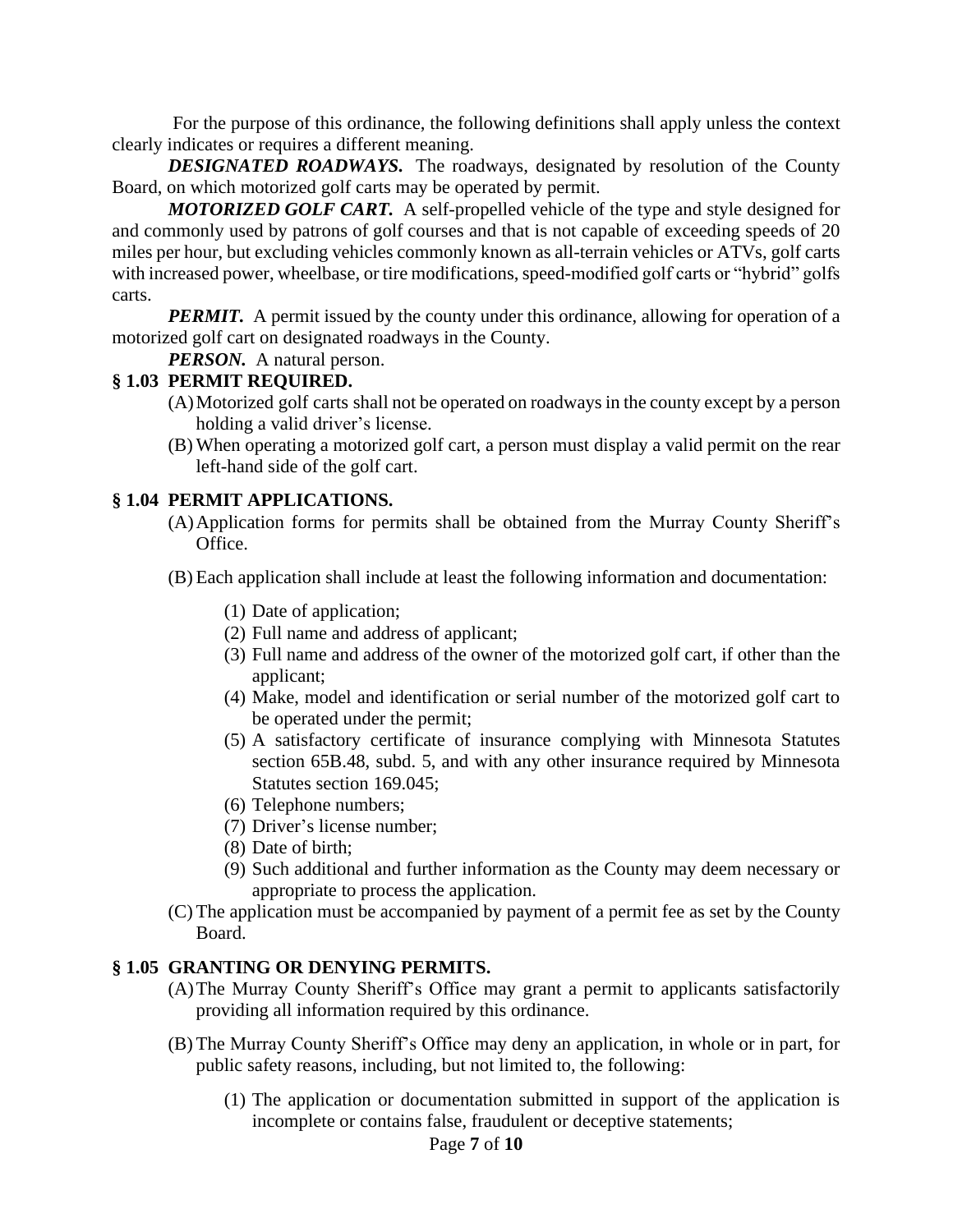For the purpose of this ordinance, the following definitions shall apply unless the context clearly indicates or requires a different meaning.

***DESIGNATED ROADWAYS.*** The roadways, designated by resolution of the County Board, on which motorized golf carts may be operated by permit.

***MOTORIZED GOLF CART.*** A self-propelled vehicle of the type and style designed for and commonly used by patrons of golf courses and that is not capable of exceeding speeds of 20 miles per hour, but excluding vehicles commonly known as all-terrain vehicles or ATVs, golf carts with increased power, wheelbase, or tire modifications, speed-modified golf carts or "hybrid" golfs carts.

***PERMIT.*** A permit issued by the county under this ordinance, allowing for operation of a motorized golf cart on designated roadways in the County.

***PERSON.*** A natural person.

**§ 1.03 PERMIT REQUIRED.**

(A) Motorized golf carts shall not be operated on roadways in the county except by a person holding a valid driver's license.

(B) When operating a motorized golf cart, a person must display a valid permit on the rear left-hand side of the golf cart.

**§ 1.04 PERMIT APPLICATIONS.**

(A) Application forms for permits shall be obtained from the Murray County Sheriff's Office.

(B) Each application shall include at least the following information and documentation:

(1) Date of application;
(2) Full name and address of applicant;
(3) Full name and address of the owner of the motorized golf cart, if other than the applicant;
(4) Make, model and identification or serial number of the motorized golf cart to be operated under the permit;
(5) A satisfactory certificate of insurance complying with Minnesota Statutes section 65B.48, subd. 5, and with any other insurance required by Minnesota Statutes section 169.045;
(6) Telephone numbers;
(7) Driver's license number;
(8) Date of birth;
(9) Such additional and further information as the County may deem necessary or appropriate to process the application.

(C) The application must be accompanied by payment of a permit fee as set by the County Board.

**§ 1.05 GRANTING OR DENYING PERMITS.**

(A) The Murray County Sheriff's Office may grant a permit to applicants satisfactorily providing all information required by this ordinance.

(B) The Murray County Sheriff's Office may deny an application, in whole or in part, for public safety reasons, including, but not limited to, the following:

(1) The application or documentation submitted in support of the application is incomplete or contains false, fraudulent or deceptive statements;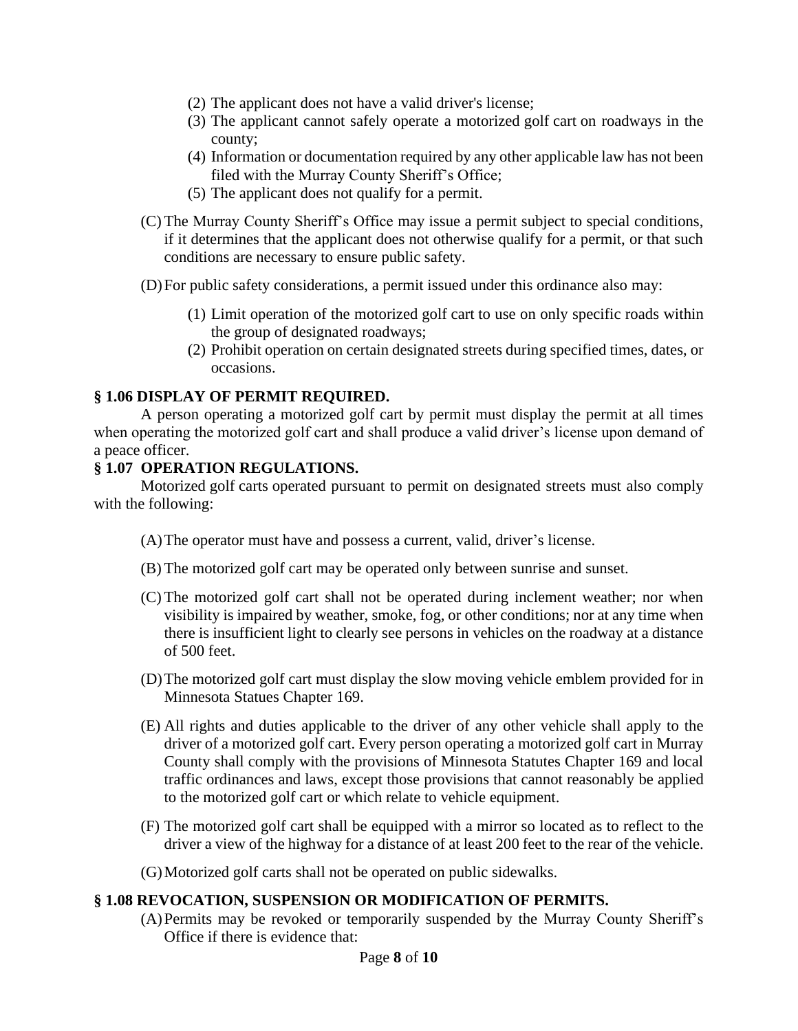(2) The applicant does not have a valid driver's license;
(3) The applicant cannot safely operate a motorized golf cart on roadways in the county;
(4) Information or documentation required by any other applicable law has not been filed with the Murray County Sheriff's Office;
(5) The applicant does not qualify for a permit.

(C) The Murray County Sheriff's Office may issue a permit subject to special conditions, if it determines that the applicant does not otherwise qualify for a permit, or that such conditions are necessary to ensure public safety.

(D) For public safety considerations, a permit issued under this ordinance also may:

(1) Limit operation of the motorized golf cart to use on only specific roads within the group of designated roadways;
(2) Prohibit operation on certain designated streets during specified times, dates, or occasions.

**§ 1.06 DISPLAY OF PERMIT REQUIRED.**

A person operating a motorized golf cart by permit must display the permit at all times when operating the motorized golf cart and shall produce a valid driver's license upon demand of a peace officer.

**§ 1.07 OPERATION REGULATIONS.**

Motorized golf carts operated pursuant to permit on designated streets must also comply with the following:

(A) The operator must have and possess a current, valid, driver's license.

(B) The motorized golf cart may be operated only between sunrise and sunset.

(C) The motorized golf cart shall not be operated during inclement weather; nor when visibility is impaired by weather, smoke, fog, or other conditions; nor at any time when there is insufficient light to clearly see persons in vehicles on the roadway at a distance of 500 feet.

(D) The motorized golf cart must display the slow moving vehicle emblem provided for in Minnesota Statues Chapter 169.

(E) All rights and duties applicable to the driver of any other vehicle shall apply to the driver of a motorized golf cart. Every person operating a motorized golf cart in Murray County shall comply with the provisions of Minnesota Statutes Chapter 169 and local traffic ordinances and laws, except those provisions that cannot reasonably be applied to the motorized golf cart or which relate to vehicle equipment.

(F) The motorized golf cart shall be equipped with a mirror so located as to reflect to the driver a view of the highway for a distance of at least 200 feet to the rear of the vehicle.

(G) Motorized golf carts shall not be operated on public sidewalks.

**§ 1.08 REVOCATION, SUSPENSION OR MODIFICATION OF PERMITS.**

(A) Permits may be revoked or temporarily suspended by the Murray County Sheriff's Office if there is evidence that: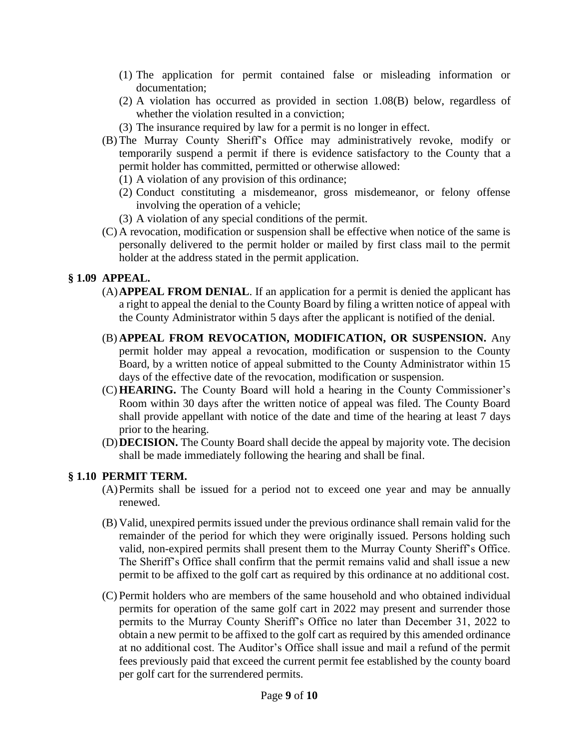(1) The application for permit contained false or misleading information or documentation;
(2) A violation has occurred as provided in section 1.08(B) below, regardless of whether the violation resulted in a conviction;
(3) The insurance required by law for a permit is no longer in effect.

(B) The Murray County Sheriff's Office may administratively revoke, modify or temporarily suspend a permit if there is evidence satisfactory to the County that a permit holder has committed, permitted or otherwise allowed:
(1) A violation of any provision of this ordinance;
(2) Conduct constituting a misdemeanor, gross misdemeanor, or felony offense involving the operation of a vehicle;
(3) A violation of any special conditions of the permit.

(C) A revocation, modification or suspension shall be effective when notice of the same is personally delivered to the permit holder or mailed by first class mail to the permit holder at the address stated in the permit application.

## § 1.09 APPEAL.

(A) **APPEAL FROM DENIAL**. If an application for a permit is denied the applicant has a right to appeal the denial to the County Board by filing a written notice of appeal with the County Administrator within 5 days after the applicant is notified of the denial.

(B) **APPEAL FROM REVOCATION, MODIFICATION, OR SUSPENSION.** Any permit holder may appeal a revocation, modification or suspension to the County Board, by a written notice of appeal submitted to the County Administrator within 15 days of the effective date of the revocation, modification or suspension.

(C) **HEARING.** The County Board will hold a hearing in the County Commissioner's Room within 30 days after the written notice of appeal was filed. The County Board shall provide appellant with notice of the date and time of the hearing at least 7 days prior to the hearing.

(D) **DECISION.** The County Board shall decide the appeal by majority vote. The decision shall be made immediately following the hearing and shall be final.

## § 1.10 PERMIT TERM.

(A) Permits shall be issued for a period not to exceed one year and may be annually renewed.

(B) Valid, unexpired permits issued under the previous ordinance shall remain valid for the remainder of the period for which they were originally issued. Persons holding such valid, non-expired permits shall present them to the Murray County Sheriff's Office. The Sheriff's Office shall confirm that the permit remains valid and shall issue a new permit to be affixed to the golf cart as required by this ordinance at no additional cost.

(C) Permit holders who are members of the same household and who obtained individual permits for operation of the same golf cart in 2022 may present and surrender those permits to the Murray County Sheriff's Office no later than December 31, 2022 to obtain a new permit to be affixed to the golf cart as required by this amended ordinance at no additional cost. The Auditor's Office shall issue and mail a refund of the permit fees previously paid that exceed the current permit fee established by the county board per golf cart for the surrendered permits.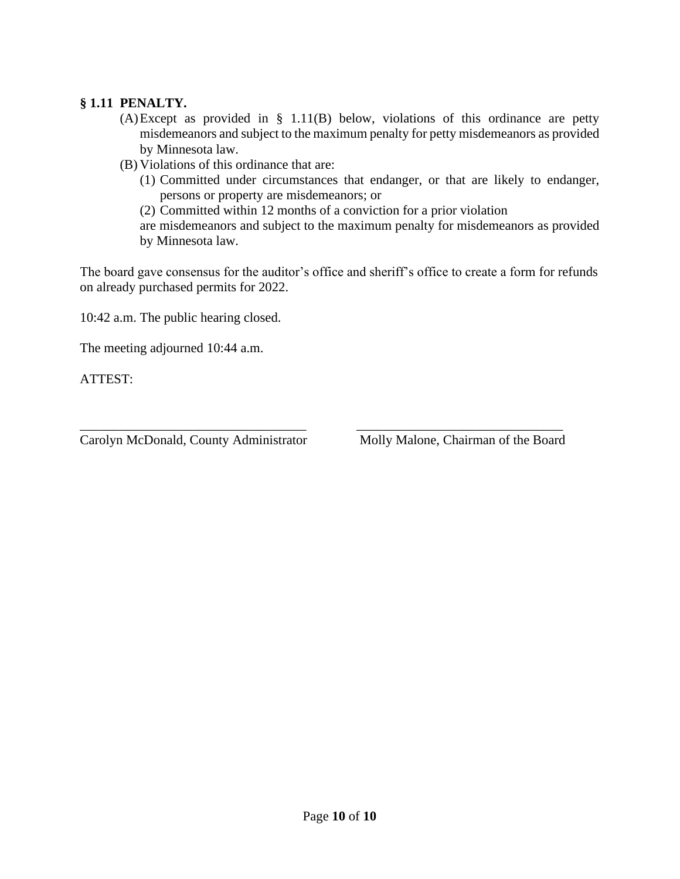**§ 1.11 PENALTY.**

(A) Except as provided in § 1.11(B) below, violations of this ordinance are petty misdemeanors and subject to the maximum penalty for petty misdemeanors as provided by Minnesota law.

(B) Violations of this ordinance that are:

(1) Committed under circumstances that endanger, or that are likely to endanger, persons or property are misdemeanors; or

(2) Committed within 12 months of a conviction for a prior violation

are misdemeanors and subject to the maximum penalty for misdemeanors as provided by Minnesota law.

The board gave consensus for the auditor's office and sheriff's office to create a form for refunds on already purchased permits for 2022.

10:42 a.m. The public hearing closed.

The meeting adjourned 10:44 a.m.

ATTEST:

\_\_\_\_\_\_\_\_\_\_\_\_\_\_\_\_\_\_\_\_\_\_\_\_\_\_\_\_\_\_\_\_\_\_ \_\_\_\_\_\_\_\_\_\_\_\_\_\_\_\_\_\_\_\_\_\_\_\_\_\_\_\_\_\_\_\_\_\_

Carolyn McDonald, County Administrator Molly Malone, Chairman of the Board